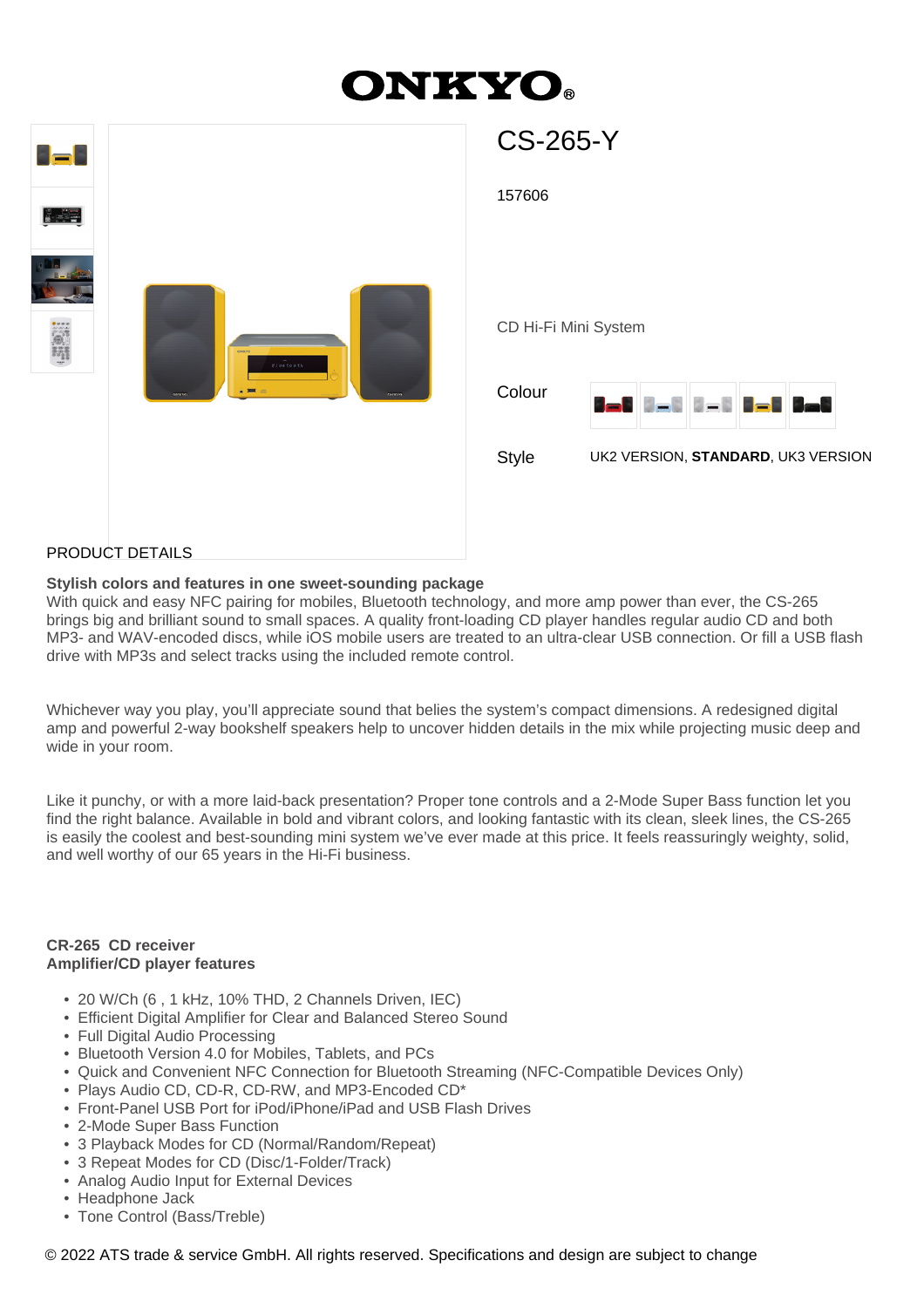# ONKYO

## CS-265-Y

157606

CD Hi-Fi Mini System

Colour

Style UK2 VERSION, **STANDARD**, UK3 VERSION

PRODUCT DETAILS

**Stylish colors and features in one sweet-sounding package**
With quick and easy NFC pairing for mobiles, Bluetooth technology, and more amp power than ever, the CS-265 brings big and brilliant sound to small spaces. A quality front-loading CD player handles regular audio CD and both MP3- and WAV-encoded discs, while iOS mobile users are treated to an ultra-clear USB connection. Or fill a USB flash drive with MP3s and select tracks using the included remote control.

Whichever way you play, you'll appreciate sound that belies the system's compact dimensions. A redesigned digital amp and powerful 2-way bookshelf speakers help to uncover hidden details in the mix while projecting music deep and wide in your room.

Like it punchy, or with a more laid-back presentation? Proper tone controls and a 2-Mode Super Bass function let you find the right balance. Available in bold and vibrant colors, and looking fantastic with its clean, sleek lines, the CS-265 is easily the coolest and best-sounding mini system we've ever made at this price. It feels reassuringly weighty, solid, and well worthy of our 65 years in the Hi-Fi business.

**CR-265 CD receiver**
**Amplifier/CD player features**

- 20 W/Ch (6 , 1 kHz, 10% THD, 2 Channels Driven, IEC)
- Efficient Digital Amplifier for Clear and Balanced Stereo Sound
- Full Digital Audio Processing
- Bluetooth Version 4.0 for Mobiles, Tablets, and PCs
- Quick and Convenient NFC Connection for Bluetooth Streaming (NFC-Compatible Devices Only)
- Plays Audio CD, CD-R, CD-RW, and MP3-Encoded CD*
- Front-Panel USB Port for iPod/iPhone/iPad and USB Flash Drives
- 2-Mode Super Bass Function
- 3 Playback Modes for CD (Normal/Random/Repeat)
- 3 Repeat Modes for CD (Disc/1-Folder/Track)
- Analog Audio Input for External Devices
- Headphone Jack
- Tone Control (Bass/Treble)

© 2022 ATS trade & service GmbH. All rights reserved. Specifications and design are subject to change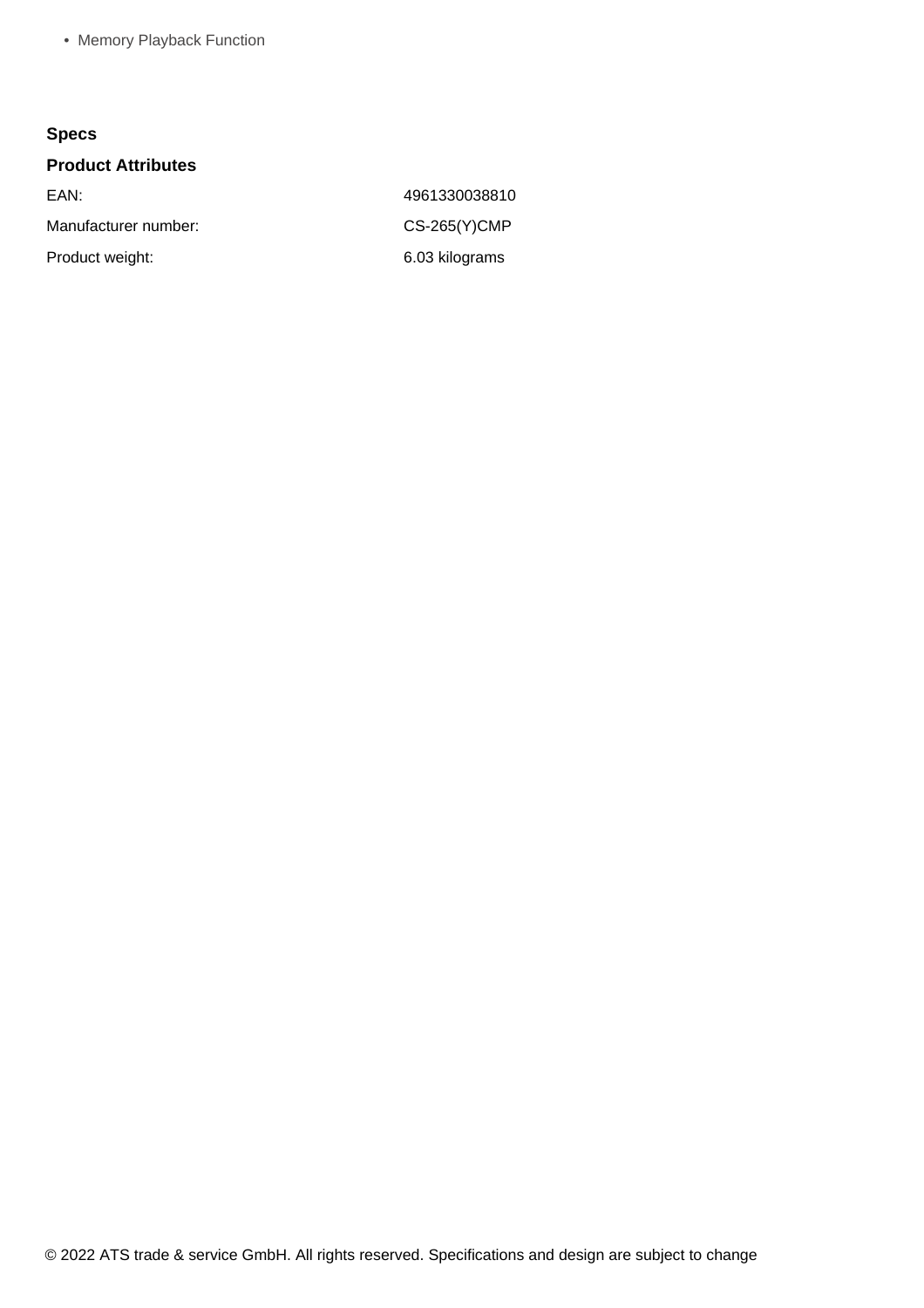- Memory Playback Function

## Specs

### Product Attributes

| | |
|---|---|
| EAN: | 4961330038810 |
| Manufacturer number: | CS-265(Y)CMP |
| Product weight: | 6.03 kilograms |

© 2022 ATS trade & service GmbH. All rights reserved. Specifications and design are subject to change